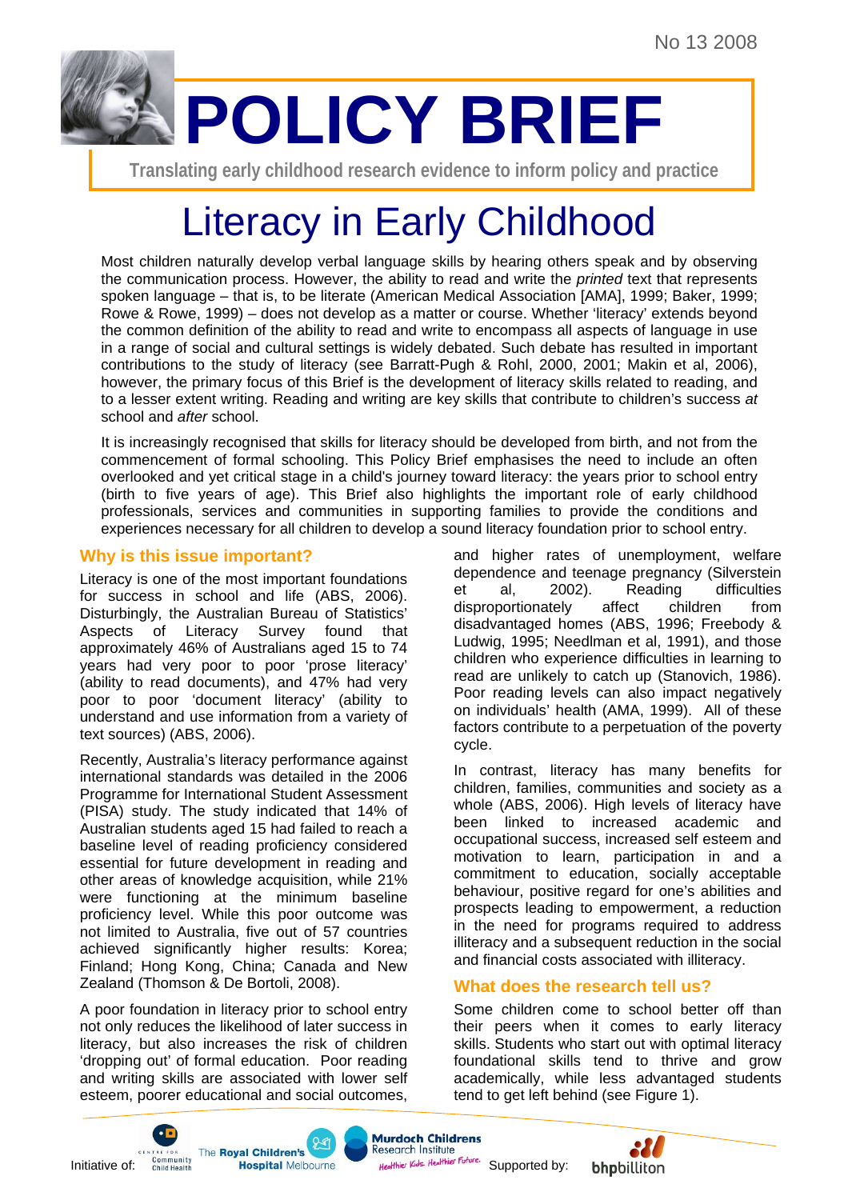No 13 2008

# POLICY BRIEF

Translating early childhood research evidence to inform policy and practice

# Literacy in Early Childhood

Most children naturally develop verbal language skills by hearing others speak and by observing the communication process. However, the ability to read and write the *printed* text that represents spoken language – that is, to be literate (American Medical Association [AMA], 1999; Baker, 1999; Rowe & Rowe, 1999) – does not develop as a matter or course. Whether 'literacy' extends beyond the common definition of the ability to read and write to encompass all aspects of language in use in a range of social and cultural settings is widely debated. Such debate has resulted in important contributions to the study of literacy (see Barratt-Pugh & Rohl, 2000, 2001; Makin et al, 2006), however, the primary focus of this Brief is the development of literacy skills related to reading, and to a lesser extent writing. Reading and writing are key skills that contribute to children's success *at* school and *after* school.

It is increasingly recognised that skills for literacy should be developed from birth, and not from the commencement of formal schooling. This Policy Brief emphasises the need to include an often overlooked and yet critical stage in a child's journey toward literacy: the years prior to school entry (birth to five years of age). This Brief also highlights the important role of early childhood professionals, services and communities in supporting families to provide the conditions and experiences necessary for all children to develop a sound literacy foundation prior to school entry.

## Why is this issue important?

Literacy is one of the most important foundations for success in school and life (ABS, 2006). Disturbingly, the Australian Bureau of Statistics' Aspects of Literacy Survey found that approximately 46% of Australians aged 15 to 74 years had very poor to poor 'prose literacy' (ability to read documents), and 47% had very poor to poor 'document literacy' (ability to understand and use information from a variety of text sources) (ABS, 2006).

Recently, Australia's literacy performance against international standards was detailed in the 2006 Programme for International Student Assessment (PISA) study. The study indicated that 14% of Australian students aged 15 had failed to reach a baseline level of reading proficiency considered essential for future development in reading and other areas of knowledge acquisition, while 21% were functioning at the minimum baseline proficiency level. While this poor outcome was not limited to Australia, five out of 57 countries achieved significantly higher results: Korea; Finland; Hong Kong, China; Canada and New Zealand (Thomson & De Bortoli, 2008).

A poor foundation in literacy prior to school entry not only reduces the likelihood of later success in literacy, but also increases the risk of children 'dropping out' of formal education. Poor reading and writing skills are associated with lower self esteem, poorer educational and social outcomes, and higher rates of unemployment, welfare dependence and teenage pregnancy (Silverstein et al, 2002). Reading difficulties disproportionately affect children from disadvantaged homes (ABS, 1996; Freebody & Ludwig, 1995; Needlman et al, 1991), and those children who experience difficulties in learning to read are unlikely to catch up (Stanovich, 1986). Poor reading levels can also impact negatively on individuals' health (AMA, 1999). All of these factors contribute to a perpetuation of the poverty cycle.

In contrast, literacy has many benefits for children, families, communities and society as a whole (ABS, 2006). High levels of literacy have been linked to increased academic and occupational success, increased self esteem and motivation to learn, participation in and a commitment to education, socially acceptable behaviour, positive regard for one's abilities and prospects leading to empowerment, a reduction in the need for programs required to address illiteracy and a subsequent reduction in the social and financial costs associated with illiteracy.

## What does the research tell us?

Some children come to school better off than their peers when it comes to early literacy skills. Students who start out with optimal literacy foundational skills tend to thrive and grow academically, while less advantaged students tend to get left behind (see Figure 1).

Initiative of: Centre for Community Child Health; The Royal Children's Hospital Melbourne; Murdoch Childrens Research Institute. Supported by: bhpbilliton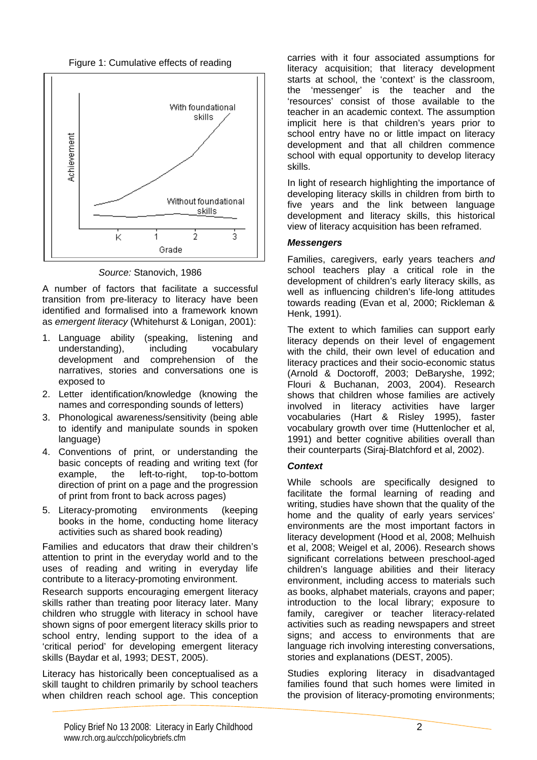Figure 1: Cumulative effects of reading

*Source:* Stanovich, 1986

A number of factors that facilitate a successful transition from pre-literacy to literacy have been identified and formalised into a framework known as *emergent literacy* (Whitehurst & Lonigan, 2001):

1. Language ability (speaking, listening and understanding), including vocabulary development and comprehension of the narratives, stories and conversations one is exposed to
2. Letter identification/knowledge (knowing the names and corresponding sounds of letters)
3. Phonological awareness/sensitivity (being able to identify and manipulate sounds in spoken language)
4. Conventions of print, or understanding the basic concepts of reading and writing text (for example, the left-to-right, top-to-bottom direction of print on a page and the progression of print from front to back across pages)
5. Literacy-promoting environments (keeping books in the home, conducting home literacy activities such as shared book reading)

Families and educators that draw their children's attention to print in the everyday world and to the uses of reading and writing in everyday life contribute to a literacy-promoting environment.

Research supports encouraging emergent literacy skills rather than treating poor literacy later. Many children who struggle with literacy in school have shown signs of poor emergent literacy skills prior to school entry, lending support to the idea of a 'critical period' for developing emergent literacy skills (Baydar et al, 1993; DEST, 2005).

Literacy has historically been conceptualised as a skill taught to children primarily by school teachers when children reach school age. This conception carries with it four associated assumptions for literacy acquisition; that literacy development starts at school, the 'context' is the classroom, the 'messenger' is the teacher and the 'resources' consist of those available to the teacher in an academic context. The assumption implicit here is that children's years prior to school entry have no or little impact on literacy development and that all children commence school with equal opportunity to develop literacy skills.

In light of research highlighting the importance of developing literacy skills in children from birth to five years and the link between language development and literacy skills, this historical view of literacy acquisition has been reframed.

### *Messengers*

Families, caregivers, early years teachers *and* school teachers play a critical role in the development of children's early literacy skills, as well as influencing children's life-long attitudes towards reading (Evan et al, 2000; Rickleman & Henk, 1991).

The extent to which families can support early literacy depends on their level of engagement with the child, their own level of education and literacy practices and their socio-economic status (Arnold & Doctoroff, 2003; DeBaryshe, 1992; Flouri & Buchanan, 2003, 2004). Research shows that children whose families are actively involved in literacy activities have larger vocabularies (Hart & Risley 1995), faster vocabulary growth over time (Huttenlocher et al, 1991) and better cognitive abilities overall than their counterparts (Siraj-Blatchford et al, 2002).

### *Context*

While schools are specifically designed to facilitate the formal learning of reading and writing, studies have shown that the quality of the home and the quality of early years services' environments are the most important factors in literacy development (Hood et al, 2008; Melhuish et al, 2008; Weigel et al, 2006). Research shows significant correlations between preschool-aged children's language abilities and their literacy environment, including access to materials such as books, alphabet materials, crayons and paper; introduction to the local library; exposure to family, caregiver or teacher literacy-related activities such as reading newspapers and street signs; and access to environments that are language rich involving interesting conversations, stories and explanations (DEST, 2005).

Studies exploring literacy in disadvantaged families found that such homes were limited in the provision of literacy-promoting environments;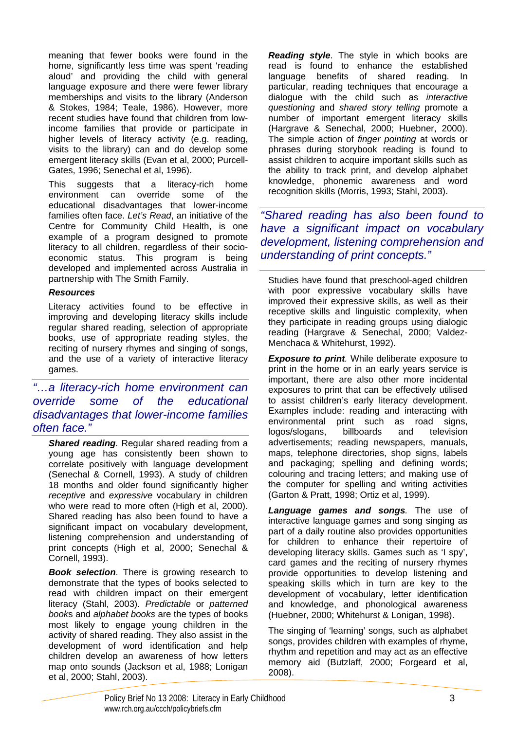meaning that fewer books were found in the home, significantly less time was spent 'reading aloud' and providing the child with general language exposure and there were fewer library memberships and visits to the library (Anderson & Stokes, 1984; Teale, 1986). However, more recent studies have found that children from low-income families that provide or participate in higher levels of literacy activity (e.g. reading, visits to the library) can and do develop some emergent literacy skills (Evan et al, 2000; Purcell-Gates, 1996; Senechal et al, 1996).

This suggests that a literacy-rich home environment can override some of the educational disadvantages that lower-income families often face. *Let's Read*, an initiative of the Centre for Community Child Health, is one example of a program designed to promote literacy to all children, regardless of their socio-economic status. This program is being developed and implemented across Australia in partnership with The Smith Family.

### *Resources*

Literacy activities found to be effective in improving and developing literacy skills include regular shared reading, selection of appropriate books, use of appropriate reading styles, the reciting of nursery rhymes and singing of songs, and the use of a variety of interactive literacy games.

> *"…a literacy-rich home environment can override some of the educational disadvantages that lower-income families often face."*

***Shared reading***. Regular shared reading from a young age has consistently been shown to correlate positively with language development (Senechal & Cornell, 1993). A study of children 18 months and older found significantly higher *receptive* and *expressive* vocabulary in children who were read to more often (High et al, 2000). Shared reading has also been found to have a significant impact on vocabulary development, listening comprehension and understanding of print concepts (High et al, 2000; Senechal & Cornell, 1993).

***Book selection***. There is growing research to demonstrate that the types of books selected to read with children impact on their emergent literacy (Stahl, 2003). *Predictable* or *patterned books* and *alphabet books* are the types of books most likely to engage young children in the activity of shared reading. They also assist in the development of word identification and help children develop an awareness of how letters map onto sounds (Jackson et al, 1988; Lonigan et al, 2000; Stahl, 2003).

***Reading style***. The style in which books are read is found to enhance the established language benefits of shared reading. In particular, reading techniques that encourage a dialogue with the child such as *interactive questioning* and *shared story telling* promote a number of important emergent literacy skills (Hargrave & Senechal, 2000; Huebner, 2000). The simple action of *finger pointing* at words or phrases during storybook reading is found to assist children to acquire important skills such as the ability to track print, and develop alphabet knowledge, phonemic awareness and word recognition skills (Morris, 1993; Stahl, 2003).

> *"Shared reading has also been found to have a significant impact on vocabulary development, listening comprehension and understanding of print concepts."*

Studies have found that preschool-aged children with poor expressive vocabulary skills have improved their expressive skills, as well as their receptive skills and linguistic complexity, when they participate in reading groups using dialogic reading (Hargrave & Senechal, 2000; Valdez-Menchaca & Whitehurst, 1992).

***Exposure to print***. While deliberate exposure to print in the home or in an early years service is important, there are also other more incidental exposures to print that can be effectively utilised to assist children's early literacy development. Examples include: reading and interacting with environmental print such as road signs, logos/slogans, billboards and television advertisements; reading newspapers, manuals, maps, telephone directories, shop signs, labels and packaging; spelling and defining words; colouring and tracing letters; and making use of the computer for spelling and writing activities (Garton & Pratt, 1998; Ortiz et al, 1999).

***Language games and songs***. The use of interactive language games and song singing as part of a daily routine also provides opportunities for children to enhance their repertoire of developing literacy skills. Games such as 'I spy', card games and the reciting of nursery rhymes provide opportunities to develop listening and speaking skills which in turn are key to the development of vocabulary, letter identification and knowledge, and phonological awareness (Huebner, 2000; Whitehurst & Lonigan, 1998).

The singing of 'learning' songs, such as alphabet songs, provides children with examples of rhyme, rhythm and repetition and may act as an effective memory aid (Butzlaff, 2000; Forgeard et al, 2008).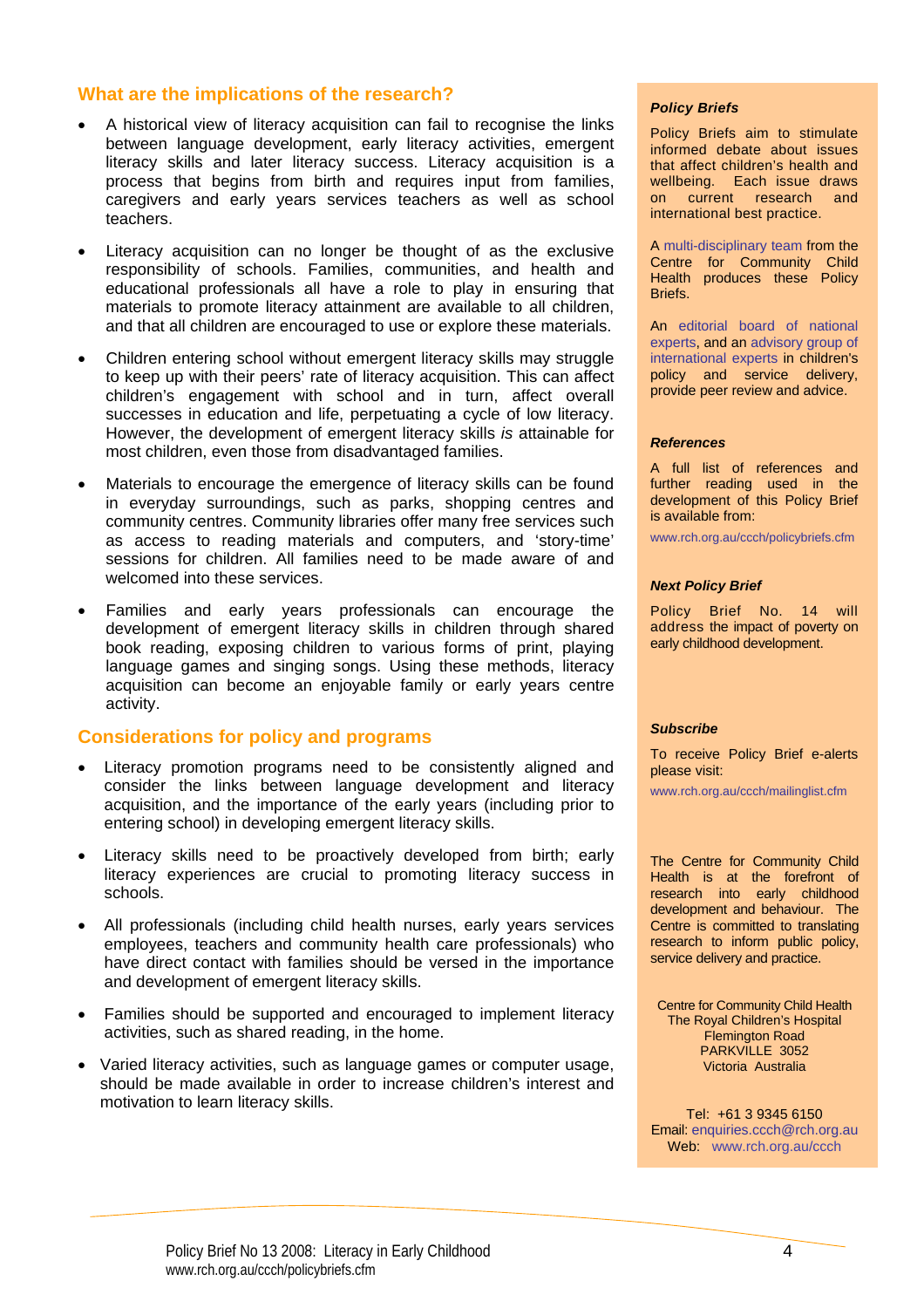## What are the implications of the research?

- A historical view of literacy acquisition can fail to recognise the links between language development, early literacy activities, emergent literacy skills and later literacy success. Literacy acquisition is a process that begins from birth and requires input from families, caregivers and early years services teachers as well as school teachers.
- Literacy acquisition can no longer be thought of as the exclusive responsibility of schools. Families, communities, and health and educational professionals all have a role to play in ensuring that materials to promote literacy attainment are available to all children, and that all children are encouraged to use or explore these materials.
- Children entering school without emergent literacy skills may struggle to keep up with their peers' rate of literacy acquisition. This can affect children's engagement with school and in turn, affect overall successes in education and life, perpetuating a cycle of low literacy. However, the development of emergent literacy skills *is* attainable for most children, even those from disadvantaged families.
- Materials to encourage the emergence of literacy skills can be found in everyday surroundings, such as parks, shopping centres and community centres. Community libraries offer many free services such as access to reading materials and computers, and 'story-time' sessions for children. All families need to be made aware of and welcomed into these services.
- Families and early years professionals can encourage the development of emergent literacy skills in children through shared book reading, exposing children to various forms of print, playing language games and singing songs. Using these methods, literacy acquisition can become an enjoyable family or early years centre activity.

## Considerations for policy and programs

- Literacy promotion programs need to be consistently aligned and consider the links between language development and literacy acquisition, and the importance of the early years (including prior to entering school) in developing emergent literacy skills.
- Literacy skills need to be proactively developed from birth; early literacy experiences are crucial to promoting literacy success in schools.
- All professionals (including child health nurses, early years services employees, teachers and community health care professionals) who have direct contact with families should be versed in the importance and development of emergent literacy skills.
- Families should be supported and encouraged to implement literacy activities, such as shared reading, in the home.
- Varied literacy activities, such as language games or computer usage, should be made available in order to increase children's interest and motivation to learn literacy skills.

***Policy Briefs***

Policy Briefs aim to stimulate informed debate about issues that affect children's health and wellbeing. Each issue draws on current research and international best practice.

A multi-disciplinary team from the Centre for Community Child Health produces these Policy Briefs.

An editorial board of national experts, and an advisory group of international experts in children's policy and service delivery, provide peer review and advice.

***References***

A full list of references and further reading used in the development of this Policy Brief is available from:

www.rch.org.au/ccch/policybriefs.cfm

***Next Policy Brief***

Policy Brief No. 14 will address the impact of poverty on early childhood development.

***Subscribe***

To receive Policy Brief e-alerts please visit:

www.rch.org.au/ccch/mailinglist.cfm

The Centre for Community Child Health is at the forefront of research into early childhood development and behaviour. The Centre is committed to translating research to inform public policy, service delivery and practice.

Centre for Community Child Health
The Royal Children's Hospital
Flemington Road
PARKVILLE 3052
Victoria Australia

Tel: +61 3 9345 6150
Email: enquiries.ccch@rch.org.au
Web: www.rch.org.au/ccch